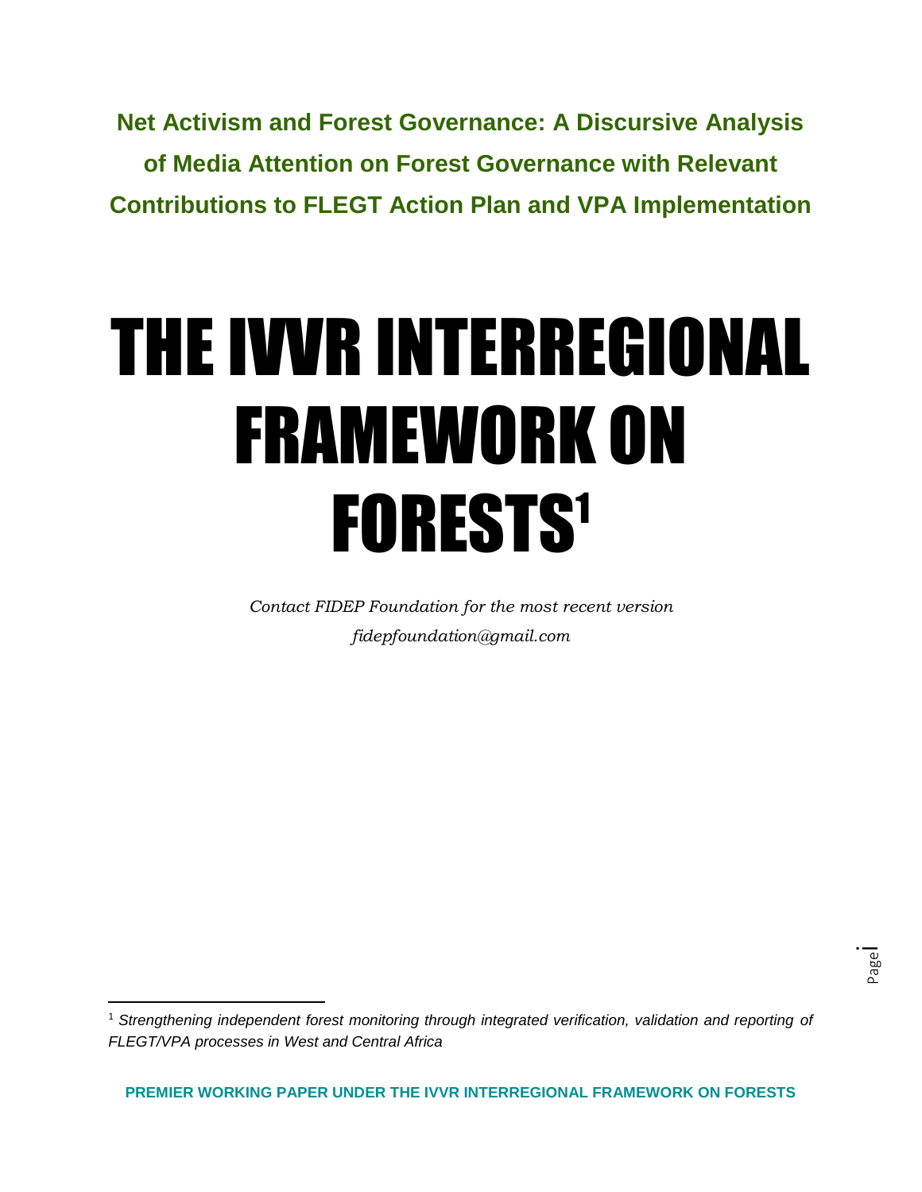**Net Activism and Forest Governance: A Discursive Analysis of Media Attention on Forest Governance with Relevant Contributions to FLEGT Action Plan and VPA Implementation**

# THE IVVR INTERREGIONAL FRAMEWORK ON FORESTS[1]

*Contact FIDEP Foundation for the most recent version*
*fidepfoundation@gmail.com*

---

[1] *Strengthening independent forest monitoring through integrated verification, validation and reporting of FLEGT/VPA processes in West and Central Africa*

**PREMIER WORKING PAPER UNDER THE IVVR INTERREGIONAL FRAMEWORK ON FORESTS**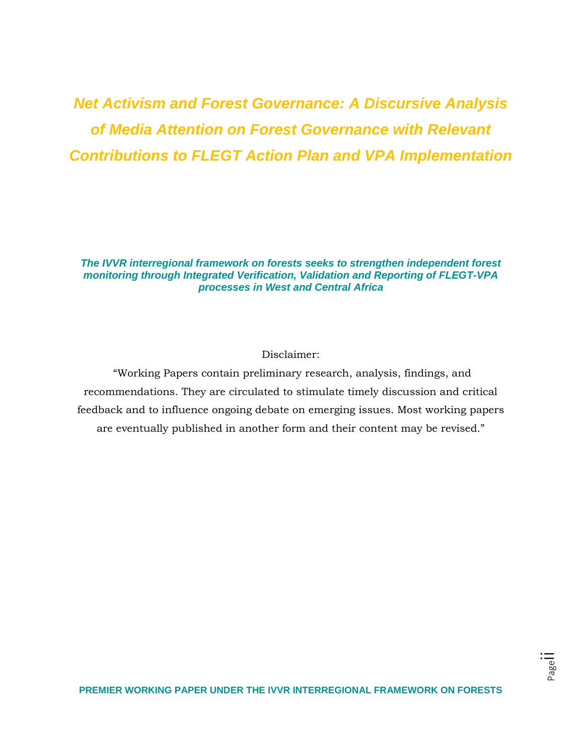# *Net Activism and Forest Governance: A Discursive Analysis of Media Attention on Forest Governance with Relevant Contributions to FLEGT Action Plan and VPA Implementation*

***The IVVR interregional framework on forests seeks to strengthen independent forest monitoring through Integrated Verification, Validation and Reporting of FLEGT-VPA processes in West and Central Africa***

Disclaimer:

"Working Papers contain preliminary research, analysis, findings, and recommendations. They are circulated to stimulate timely discussion and critical feedback and to influence ongoing debate on emerging issues. Most working papers are eventually published in another form and their content may be revised."

**PREMIER WORKING PAPER UNDER THE IVVR INTERREGIONAL FRAMEWORK ON FORESTS**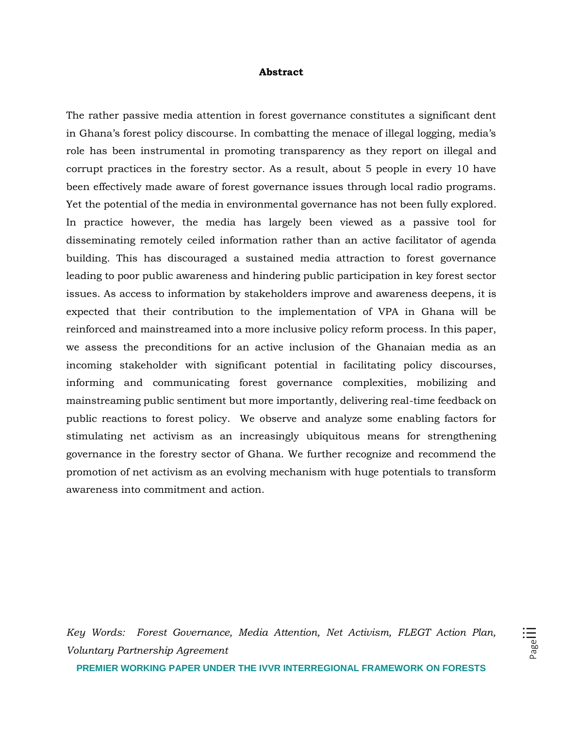## Abstract

The rather passive media attention in forest governance constitutes a significant dent in Ghana's forest policy discourse. In combatting the menace of illegal logging, media's role has been instrumental in promoting transparency as they report on illegal and corrupt practices in the forestry sector. As a result, about 5 people in every 10 have been effectively made aware of forest governance issues through local radio programs. Yet the potential of the media in environmental governance has not been fully explored. In practice however, the media has largely been viewed as a passive tool for disseminating remotely ceiled information rather than an active facilitator of agenda building. This has discouraged a sustained media attraction to forest governance leading to poor public awareness and hindering public participation in key forest sector issues. As access to information by stakeholders improve and awareness deepens, it is expected that their contribution to the implementation of VPA in Ghana will be reinforced and mainstreamed into a more inclusive policy reform process. In this paper, we assess the preconditions for an active inclusion of the Ghanaian media as an incoming stakeholder with significant potential in facilitating policy discourses, informing and communicating forest governance complexities, mobilizing and mainstreaming public sentiment but more importantly, delivering real-time feedback on public reactions to forest policy. We observe and analyze some enabling factors for stimulating net activism as an increasingly ubiquitous means for strengthening governance in the forestry sector of Ghana. We further recognize and recommend the promotion of net activism as an evolving mechanism with huge potentials to transform awareness into commitment and action.

*Key Words: Forest Governance, Media Attention, Net Activism, FLEGT Action Plan, Voluntary Partnership Agreement*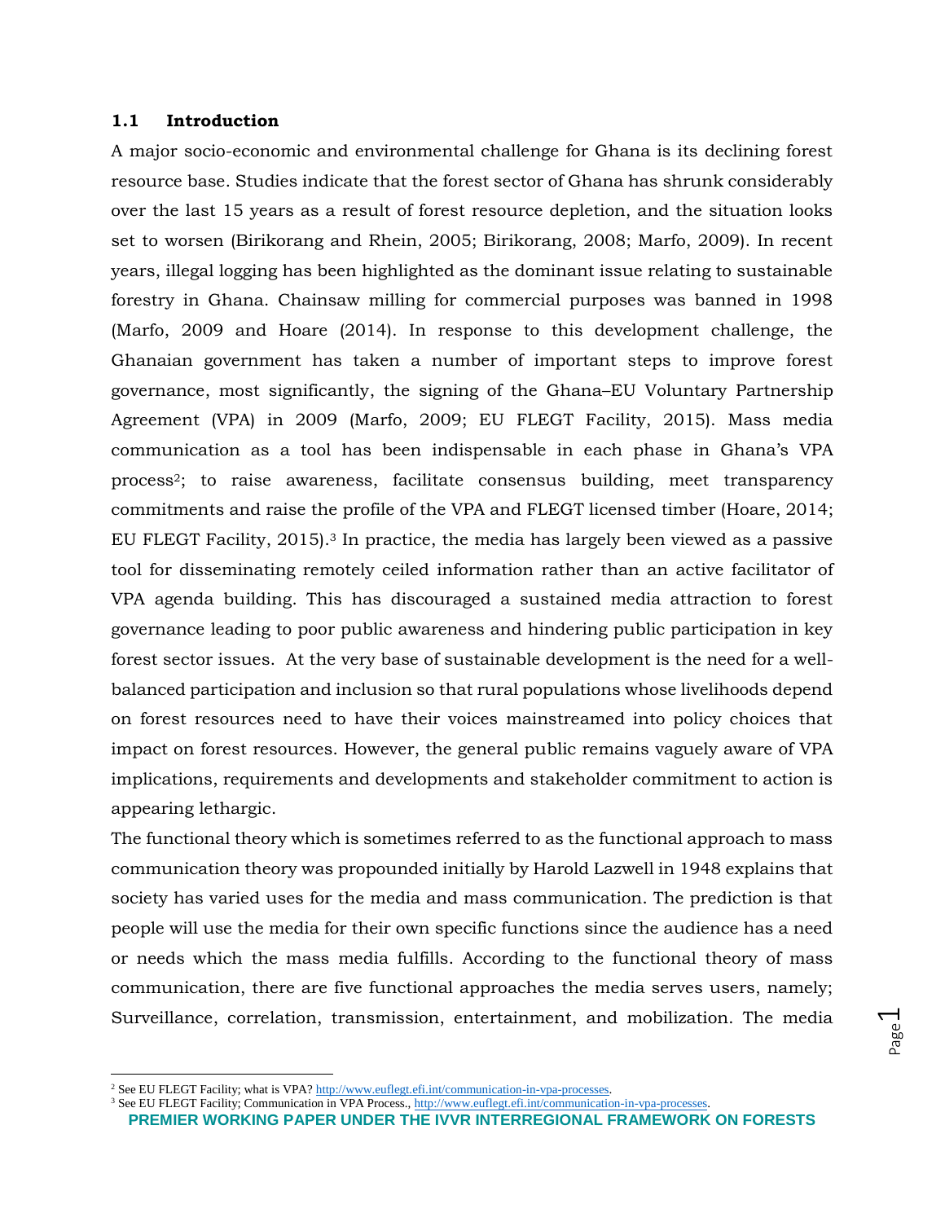## 1.1 Introduction

A major socio-economic and environmental challenge for Ghana is its declining forest resource base. Studies indicate that the forest sector of Ghana has shrunk considerably over the last 15 years as a result of forest resource depletion, and the situation looks set to worsen (Birikorang and Rhein, 2005; Birikorang, 2008; Marfo, 2009). In recent years, illegal logging has been highlighted as the dominant issue relating to sustainable forestry in Ghana. Chainsaw milling for commercial purposes was banned in 1998 (Marfo, 2009 and Hoare (2014). In response to this development challenge, the Ghanaian government has taken a number of important steps to improve forest governance, most significantly, the signing of the Ghana–EU Voluntary Partnership Agreement (VPA) in 2009 (Marfo, 2009; EU FLEGT Facility, 2015). Mass media communication as a tool has been indispensable in each phase in Ghana's VPA process[2]; to raise awareness, facilitate consensus building, meet transparency commitments and raise the profile of the VPA and FLEGT licensed timber (Hoare, 2014; EU FLEGT Facility, 2015).[3] In practice, the media has largely been viewed as a passive tool for disseminating remotely ceiled information rather than an active facilitator of VPA agenda building. This has discouraged a sustained media attraction to forest governance leading to poor public awareness and hindering public participation in key forest sector issues. At the very base of sustainable development is the need for a well-balanced participation and inclusion so that rural populations whose livelihoods depend on forest resources need to have their voices mainstreamed into policy choices that impact on forest resources. However, the general public remains vaguely aware of VPA implications, requirements and developments and stakeholder commitment to action is appearing lethargic.

The functional theory which is sometimes referred to as the functional approach to mass communication theory was propounded initially by Harold Lazwell in 1948 explains that society has varied uses for the media and mass communication. The prediction is that people will use the media for their own specific functions since the audience has a need or needs which the mass media fulfills. According to the functional theory of mass communication, there are five functional approaches the media serves users, namely; Surveillance, correlation, transmission, entertainment, and mobilization. The media

---

[2] See EU FLEGT Facility; what is VPA? http://www.euflegt.efi.int/communication-in-vpa-processes.

[3] See EU FLEGT Facility; Communication in VPA Process., http://www.euflegt.efi.int/communication-in-vpa-processes.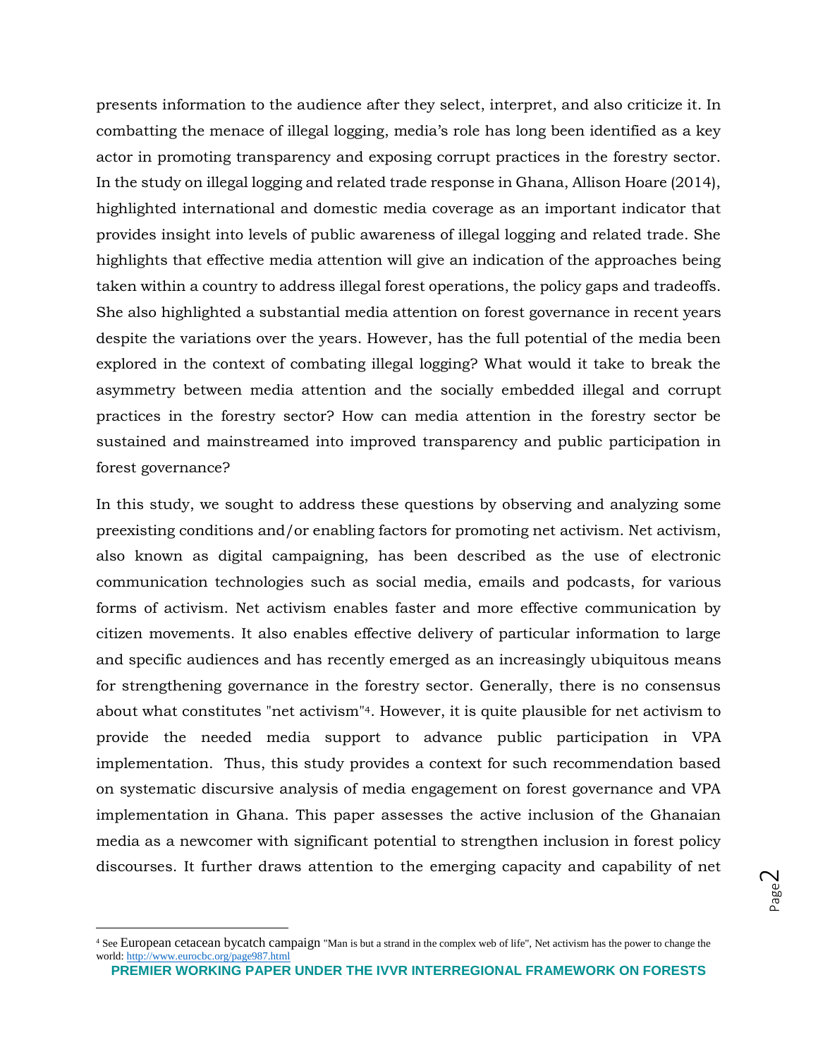presents information to the audience after they select, interpret, and also criticize it. In combatting the menace of illegal logging, media's role has long been identified as a key actor in promoting transparency and exposing corrupt practices in the forestry sector. In the study on illegal logging and related trade response in Ghana, Allison Hoare (2014), highlighted international and domestic media coverage as an important indicator that provides insight into levels of public awareness of illegal logging and related trade. She highlights that effective media attention will give an indication of the approaches being taken within a country to address illegal forest operations, the policy gaps and tradeoffs. She also highlighted a substantial media attention on forest governance in recent years despite the variations over the years. However, has the full potential of the media been explored in the context of combating illegal logging? What would it take to break the asymmetry between media attention and the socially embedded illegal and corrupt practices in the forestry sector? How can media attention in the forestry sector be sustained and mainstreamed into improved transparency and public participation in forest governance?

In this study, we sought to address these questions by observing and analyzing some preexisting conditions and/or enabling factors for promoting net activism. Net activism, also known as digital campaigning, has been described as the use of electronic communication technologies such as social media, emails and podcasts, for various forms of activism. Net activism enables faster and more effective communication by citizen movements. It also enables effective delivery of particular information to large and specific audiences and has recently emerged as an increasingly ubiquitous means for strengthening governance in the forestry sector. Generally, there is no consensus about what constitutes "net activism"[4]. However, it is quite plausible for net activism to provide the needed media support to advance public participation in VPA implementation. Thus, this study provides a context for such recommendation based on systematic discursive analysis of media engagement on forest governance and VPA implementation in Ghana. This paper assesses the active inclusion of the Ghanaian media as a newcomer with significant potential to strengthen inclusion in forest policy discourses. It further draws attention to the emerging capacity and capability of net

---

[4] See European cetacean bycatch campaign "Man is but a strand in the complex web of life", Net activism has the power to change the world: http://www.eurocbc.org/page987.html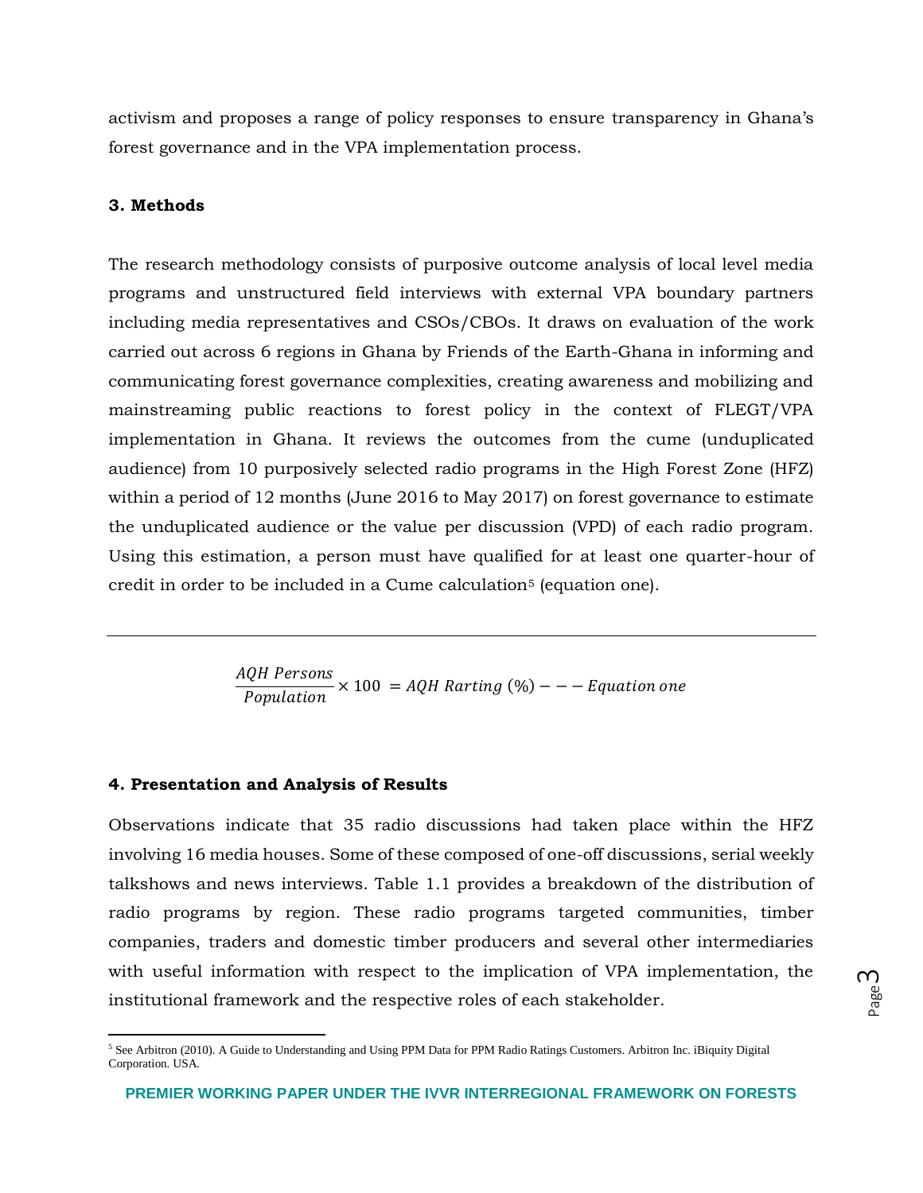activism and proposes a range of policy responses to ensure transparency in Ghana's forest governance and in the VPA implementation process.

**3. Methods**

The research methodology consists of purposive outcome analysis of local level media programs and unstructured field interviews with external VPA boundary partners including media representatives and CSOs/CBOs. It draws on evaluation of the work carried out across 6 regions in Ghana by Friends of the Earth-Ghana in informing and communicating forest governance complexities, creating awareness and mobilizing and mainstreaming public reactions to forest policy in the context of FLEGT/VPA implementation in Ghana. It reviews the outcomes from the cume (unduplicated audience) from 10 purposively selected radio programs in the High Forest Zone (HFZ) within a period of 12 months (June 2016 to May 2017) on forest governance to estimate the unduplicated audience or the value per discussion (VPD) of each radio program. Using this estimation, a person must have qualified for at least one quarter-hour of credit in order to be included in a Cume calculation[5] (equation one).

---

$$\frac{AQH\ Persons}{Population} \times 100\ = AQH\ Rarting\ (\%) - - - Equation\ one$$

**4. Presentation and Analysis of Results**

Observations indicate that 35 radio discussions had taken place within the HFZ involving 16 media houses. Some of these composed of one-off discussions, serial weekly talkshows and news interviews. Table 1.1 provides a breakdown of the distribution of radio programs by region. These radio programs targeted communities, timber companies, traders and domestic timber producers and several other intermediaries with useful information with respect to the implication of VPA implementation, the institutional framework and the respective roles of each stakeholder.

[5] See Arbitron (2010). A Guide to Understanding and Using PPM Data for PPM Radio Ratings Customers. Arbitron Inc. iBiquity Digital Corporation. USA.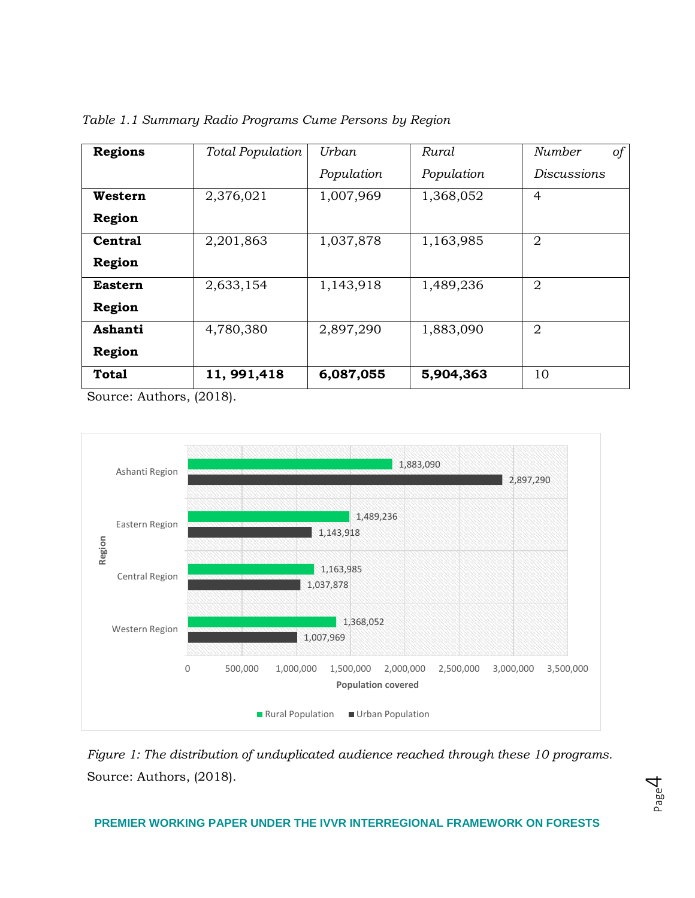*Table 1.1 Summary Radio Programs Cume Persons by Region*

| Regions | *Total Population* | *Urban Population* | *Rural Population* | *Number of Discussions* |
|---|---|---|---|---|
| **Western Region** | 2,376,021 | 1,007,969 | 1,368,052 | 4 |
| **Central Region** | 2,201,863 | 1,037,878 | 1,163,985 | 2 |
| **Eastern Region** | 2,633,154 | 1,143,918 | 1,489,236 | 2 |
| **Ashanti Region** | 4,780,380 | 2,897,290 | 1,883,090 | 2 |
| **Total** | **11, 991,418** | **6,087,055** | **5,904,363** | 10 |

Source: Authors, (2018).

| Region | Rural Population | Urban Population |
|---|---|---|
| Ashanti Region | 1,883,090 | 2,897,290 |
| Eastern Region | 1,489,236 | 1,143,918 |
| Central Region | 1,163,985 | 1,037,878 |
| Western Region | 1,368,052 | 1,007,969 |

*Figure 1: The distribution of unduplicated audience reached through these 10 programs.*
Source: Authors, (2018).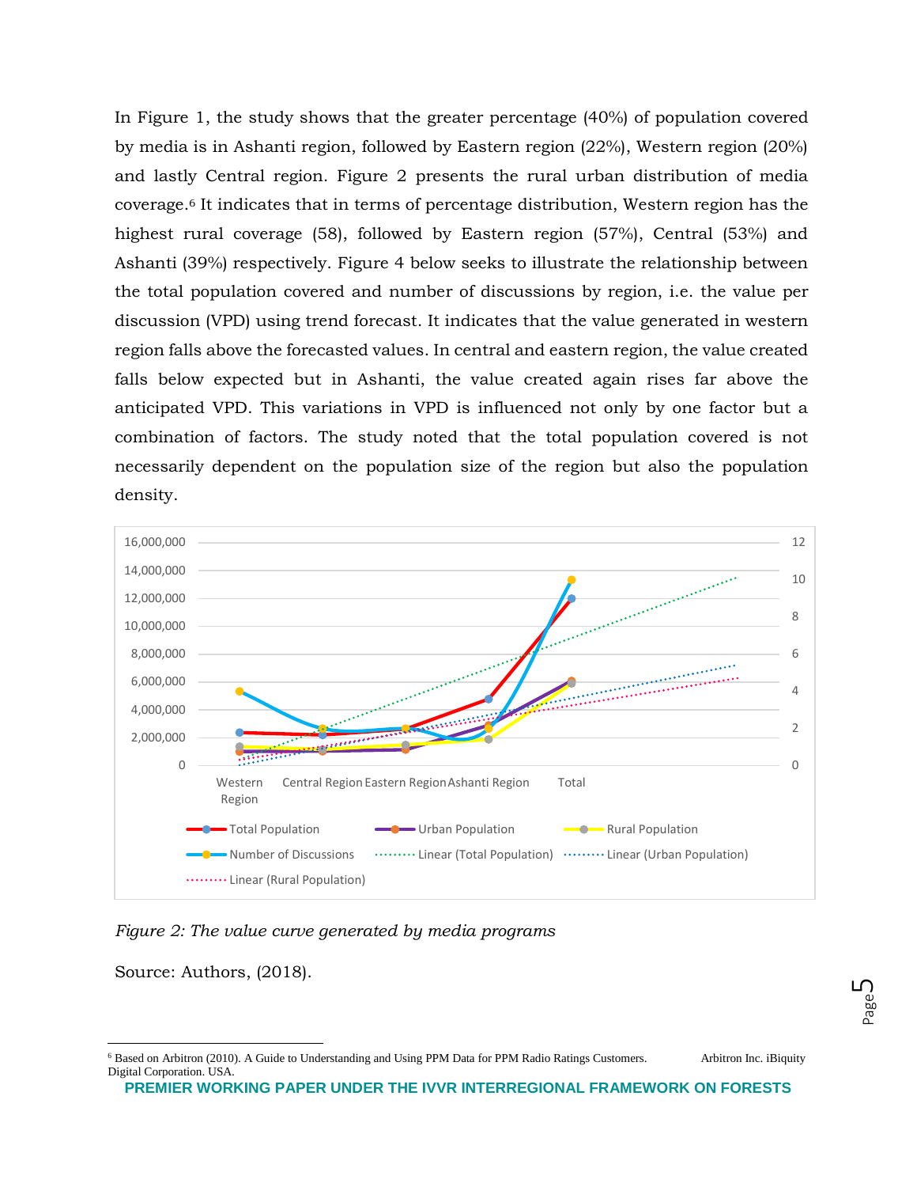In Figure 1, the study shows that the greater percentage (40%) of population covered by media is in Ashanti region, followed by Eastern region (22%), Western region (20%) and lastly Central region. Figure 2 presents the rural urban distribution of media coverage.[6] It indicates that in terms of percentage distribution, Western region has the highest rural coverage (58), followed by Eastern region (57%), Central (53%) and Ashanti (39%) respectively. Figure 4 below seeks to illustrate the relationship between the total population covered and number of discussions by region, i.e. the value per discussion (VPD) using trend forecast. It indicates that the value generated in western region falls above the forecasted values. In central and eastern region, the value created falls below expected but in Ashanti, the value created again rises far above the anticipated VPD. This variations in VPD is influenced not only by one factor but a combination of factors. The study noted that the total population covered is not necessarily dependent on the population size of the region but also the population density.

*Figure 2: The value curve generated by media programs*

Source: Authors, (2018).

[6] Based on Arbitron (2010). A Guide to Understanding and Using PPM Data for PPM Radio Ratings Customers. Arbitron Inc. iBiquity Digital Corporation. USA.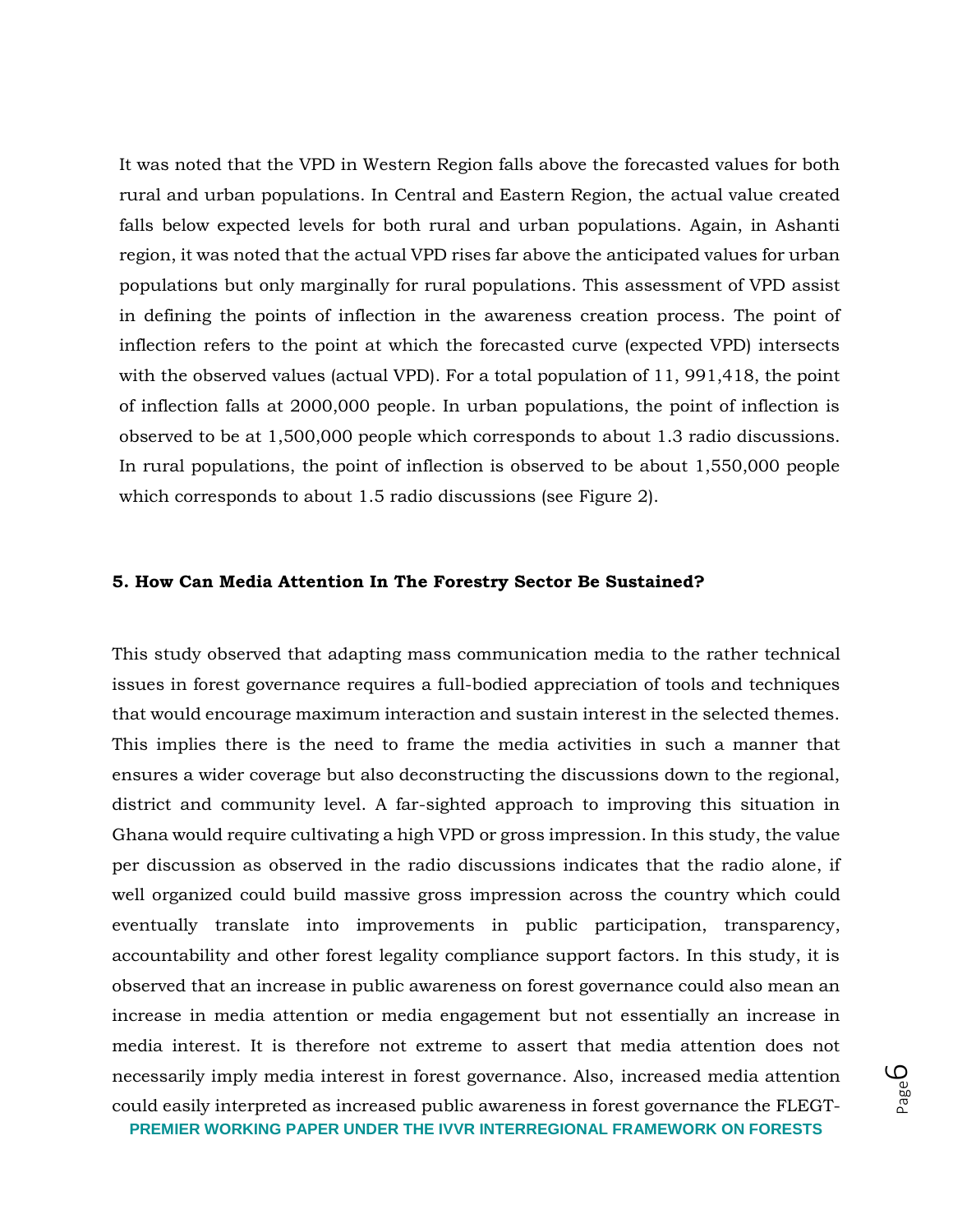It was noted that the VPD in Western Region falls above the forecasted values for both rural and urban populations. In Central and Eastern Region, the actual value created falls below expected levels for both rural and urban populations. Again, in Ashanti region, it was noted that the actual VPD rises far above the anticipated values for urban populations but only marginally for rural populations. This assessment of VPD assist in defining the points of inflection in the awareness creation process. The point of inflection refers to the point at which the forecasted curve (expected VPD) intersects with the observed values (actual VPD). For a total population of 11, 991,418, the point of inflection falls at 2000,000 people. In urban populations, the point of inflection is observed to be at 1,500,000 people which corresponds to about 1.3 radio discussions. In rural populations, the point of inflection is observed to be about 1,550,000 people which corresponds to about 1.5 radio discussions (see Figure 2).

### 5. How Can Media Attention In The Forestry Sector Be Sustained?

This study observed that adapting mass communication media to the rather technical issues in forest governance requires a full-bodied appreciation of tools and techniques that would encourage maximum interaction and sustain interest in the selected themes. This implies there is the need to frame the media activities in such a manner that ensures a wider coverage but also deconstructing the discussions down to the regional, district and community level. A far-sighted approach to improving this situation in Ghana would require cultivating a high VPD or gross impression. In this study, the value per discussion as observed in the radio discussions indicates that the radio alone, if well organized could build massive gross impression across the country which could eventually translate into improvements in public participation, transparency, accountability and other forest legality compliance support factors. In this study, it is observed that an increase in public awareness on forest governance could also mean an increase in media attention or media engagement but not essentially an increase in media interest. It is therefore not extreme to assert that media attention does not necessarily imply media interest in forest governance. Also, increased media attention could easily interpreted as increased public awareness in forest governance the FLEGT-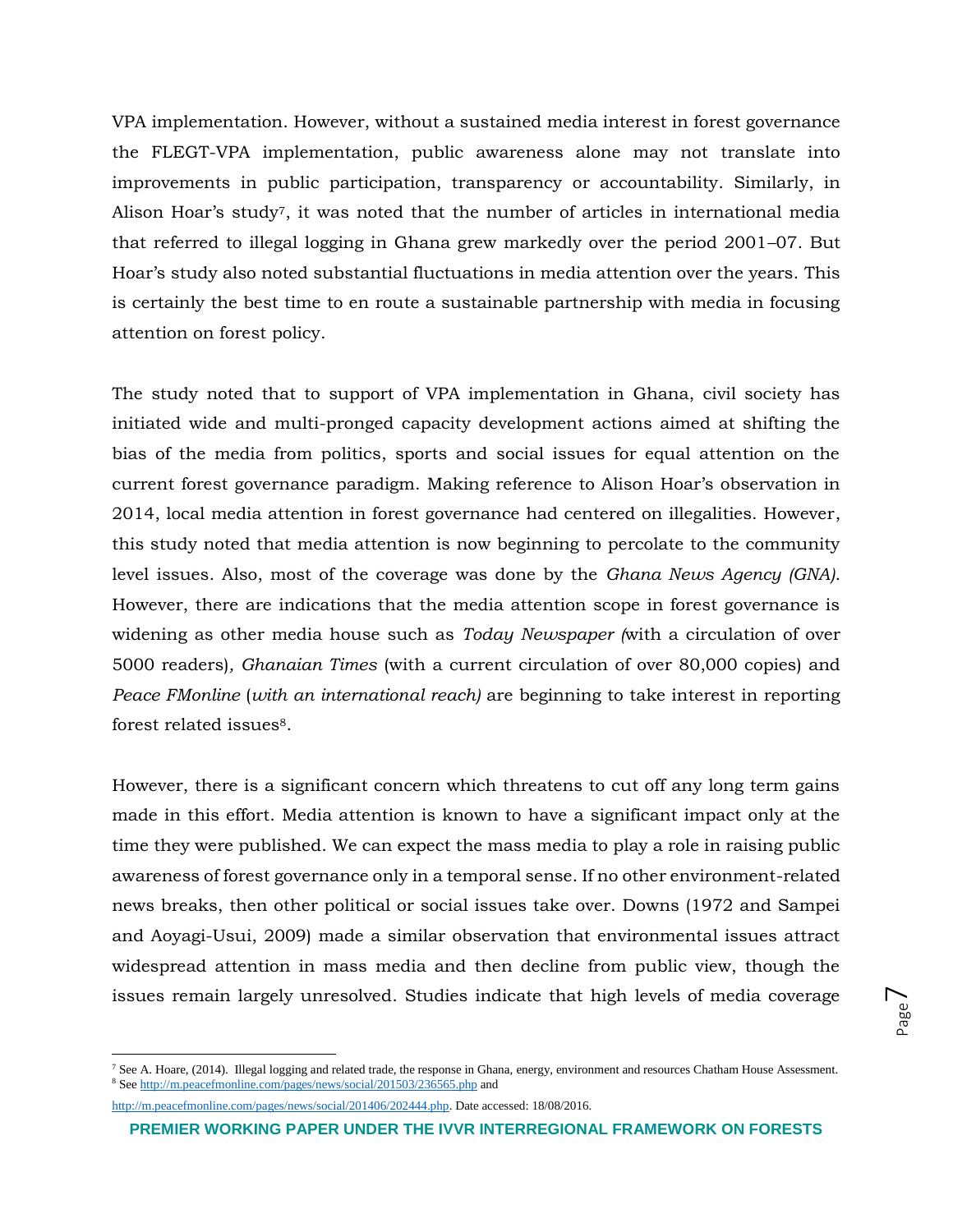VPA implementation. However, without a sustained media interest in forest governance the FLEGT-VPA implementation, public awareness alone may not translate into improvements in public participation, transparency or accountability. Similarly, in Alison Hoar's study[7], it was noted that the number of articles in international media that referred to illegal logging in Ghana grew markedly over the period 2001–07. But Hoar's study also noted substantial fluctuations in media attention over the years. This is certainly the best time to en route a sustainable partnership with media in focusing attention on forest policy.

The study noted that to support of VPA implementation in Ghana, civil society has initiated wide and multi-pronged capacity development actions aimed at shifting the bias of the media from politics, sports and social issues for equal attention on the current forest governance paradigm. Making reference to Alison Hoar's observation in 2014, local media attention in forest governance had centered on illegalities. However, this study noted that media attention is now beginning to percolate to the community level issues. Also, most of the coverage was done by the *Ghana News Agency (GNA)*. However, there are indications that the media attention scope in forest governance is widening as other media house such as *Today Newspaper (*with a circulation of over 5000 readers)*, Ghanaian Times* (with a current circulation of over 80,000 copies) and *Peace FMonline* (*with an international reach)* are beginning to take interest in reporting forest related issues[8].

However, there is a significant concern which threatens to cut off any long term gains made in this effort. Media attention is known to have a significant impact only at the time they were published. We can expect the mass media to play a role in raising public awareness of forest governance only in a temporal sense. If no other environment-related news breaks, then other political or social issues take over. Downs (1972 and Sampei and Aoyagi-Usui, 2009) made a similar observation that environmental issues attract widespread attention in mass media and then decline from public view, though the issues remain largely unresolved. Studies indicate that high levels of media coverage

---

[7] See A. Hoare, (2014). Illegal logging and related trade, the response in Ghana, energy, environment and resources Chatham House Assessment.
[8] See http://m.peacefmonline.com/pages/news/social/201503/236565.php and http://m.peacefmonline.com/pages/news/social/201406/202444.php. Date accessed: 18/08/2016.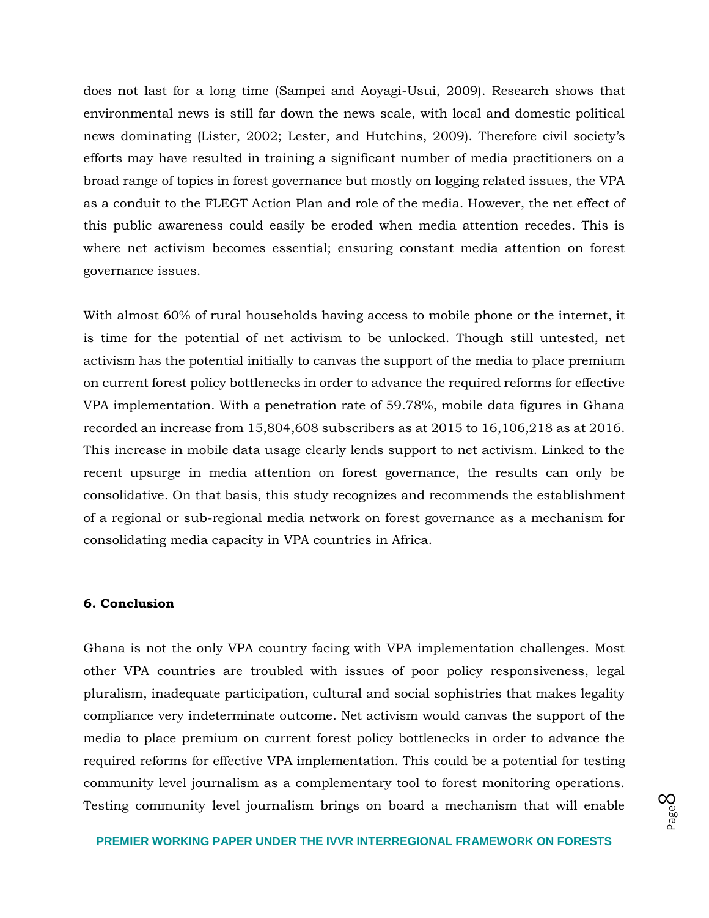does not last for a long time (Sampei and Aoyagi-Usui, 2009). Research shows that environmental news is still far down the news scale, with local and domestic political news dominating (Lister, 2002; Lester, and Hutchins, 2009). Therefore civil society's efforts may have resulted in training a significant number of media practitioners on a broad range of topics in forest governance but mostly on logging related issues, the VPA as a conduit to the FLEGT Action Plan and role of the media. However, the net effect of this public awareness could easily be eroded when media attention recedes. This is where net activism becomes essential; ensuring constant media attention on forest governance issues.

With almost 60% of rural households having access to mobile phone or the internet, it is time for the potential of net activism to be unlocked. Though still untested, net activism has the potential initially to canvas the support of the media to place premium on current forest policy bottlenecks in order to advance the required reforms for effective VPA implementation. With a penetration rate of 59.78%, mobile data figures in Ghana recorded an increase from 15,804,608 subscribers as at 2015 to 16,106,218 as at 2016. This increase in mobile data usage clearly lends support to net activism. Linked to the recent upsurge in media attention on forest governance, the results can only be consolidative. On that basis, this study recognizes and recommends the establishment of a regional or sub-regional media network on forest governance as a mechanism for consolidating media capacity in VPA countries in Africa.

## 6. Conclusion

Ghana is not the only VPA country facing with VPA implementation challenges. Most other VPA countries are troubled with issues of poor policy responsiveness, legal pluralism, inadequate participation, cultural and social sophistries that makes legality compliance very indeterminate outcome. Net activism would canvas the support of the media to place premium on current forest policy bottlenecks in order to advance the required reforms for effective VPA implementation. This could be a potential for testing community level journalism as a complementary tool to forest monitoring operations. Testing community level journalism brings on board a mechanism that will enable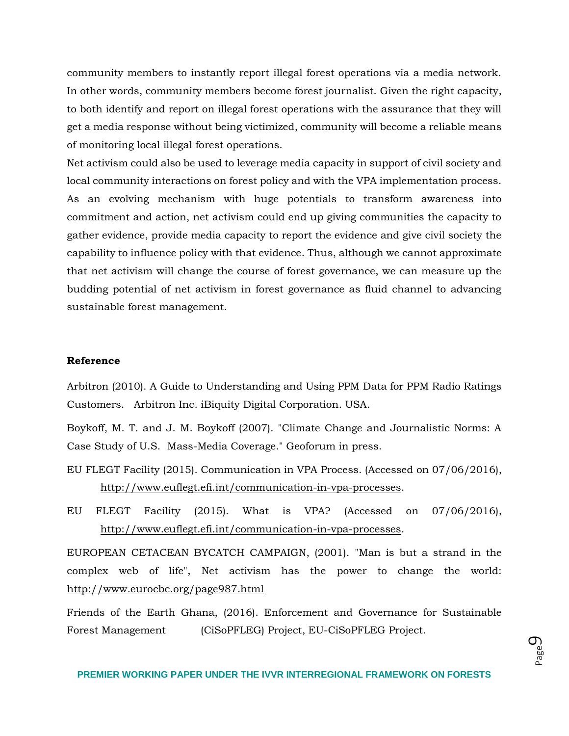community members to instantly report illegal forest operations via a media network. In other words, community members become forest journalist. Given the right capacity, to both identify and report on illegal forest operations with the assurance that they will get a media response without being victimized, community will become a reliable means of monitoring local illegal forest operations.

Net activism could also be used to leverage media capacity in support of civil society and local community interactions on forest policy and with the VPA implementation process. As an evolving mechanism with huge potentials to transform awareness into commitment and action, net activism could end up giving communities the capacity to gather evidence, provide media capacity to report the evidence and give civil society the capability to influence policy with that evidence. Thus, although we cannot approximate that net activism will change the course of forest governance, we can measure up the budding potential of net activism in forest governance as fluid channel to advancing sustainable forest management.

**Reference**

Arbitron (2010). A Guide to Understanding and Using PPM Data for PPM Radio Ratings Customers. Arbitron Inc. iBiquity Digital Corporation. USA.

Boykoff, M. T. and J. M. Boykoff (2007). "Climate Change and Journalistic Norms: A Case Study of U.S. Mass-Media Coverage." Geoforum in press.

EU FLEGT Facility (2015). Communication in VPA Process. (Accessed on 07/06/2016), http://www.euflegt.efi.int/communication-in-vpa-processes.

EU FLEGT Facility (2015). What is VPA? (Accessed on 07/06/2016), http://www.euflegt.efi.int/communication-in-vpa-processes.

EUROPEAN CETACEAN BYCATCH CAMPAIGN, (2001). "Man is but a strand in the complex web of life", Net activism has the power to change the world: http://www.eurocbc.org/page987.html

Friends of the Earth Ghana, (2016). Enforcement and Governance for Sustainable Forest Management (CiSoPFLEG) Project, EU-CiSoPFLEG Project.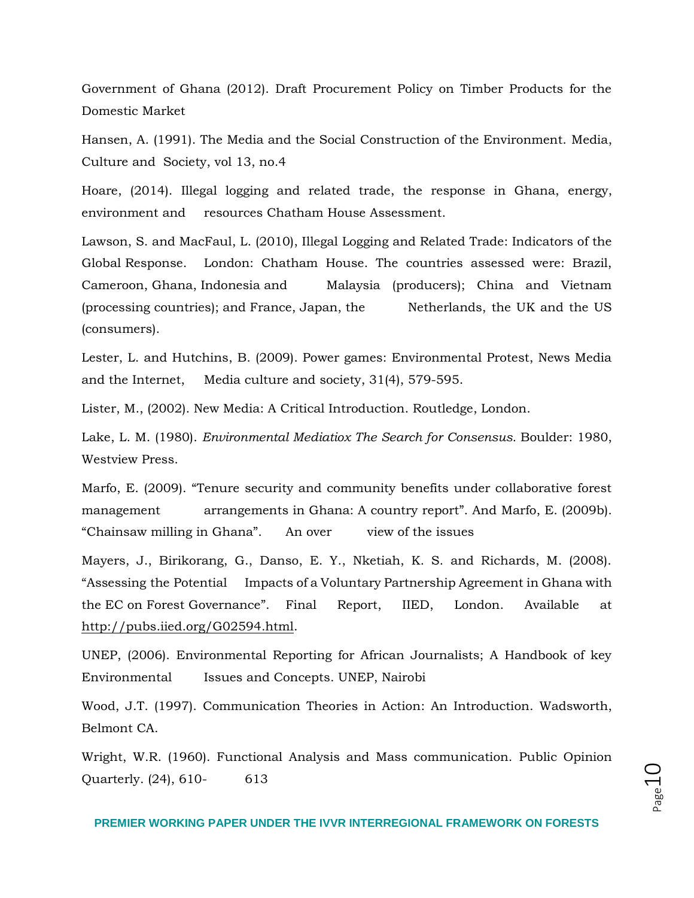Government of Ghana (2012). Draft Procurement Policy on Timber Products for the Domestic Market

Hansen, A. (1991). The Media and the Social Construction of the Environment. Media, Culture and Society, vol 13, no.4

Hoare, (2014). Illegal logging and related trade, the response in Ghana, energy, environment and resources Chatham House Assessment.

Lawson, S. and MacFaul, L. (2010), Illegal Logging and Related Trade: Indicators of the Global Response. London: Chatham House. The countries assessed were: Brazil, Cameroon, Ghana, Indonesia and Malaysia (producers); China and Vietnam (processing countries); and France, Japan, the Netherlands, the UK and the US (consumers).

Lester, L. and Hutchins, B. (2009). Power games: Environmental Protest, News Media and the Internet, Media culture and society, 31(4), 579-595.

Lister, M., (2002). New Media: A Critical Introduction. Routledge, London.

Lake, L. M. (1980). *Environmental Mediatiox The Search for Consensus.* Boulder: 1980, Westview Press.

Marfo, E. (2009). "Tenure security and community benefits under collaborative forest management arrangements in Ghana: A country report". And Marfo, E. (2009b). "Chainsaw milling in Ghana". An over view of the issues

Mayers, J., Birikorang, G., Danso, E. Y., Nketiah, K. S. and Richards, M. (2008). "Assessing the Potential Impacts of a Voluntary Partnership Agreement in Ghana with the EC on Forest Governance". Final Report, IIED, London. Available at http://pubs.iied.org/G02594.html.

UNEP, (2006). Environmental Reporting for African Journalists; A Handbook of key Environmental Issues and Concepts. UNEP, Nairobi

Wood, J.T. (1997). Communication Theories in Action: An Introduction. Wadsworth, Belmont CA.

Wright, W.R. (1960). Functional Analysis and Mass communication. Public Opinion Quarterly. (24), 610- 613